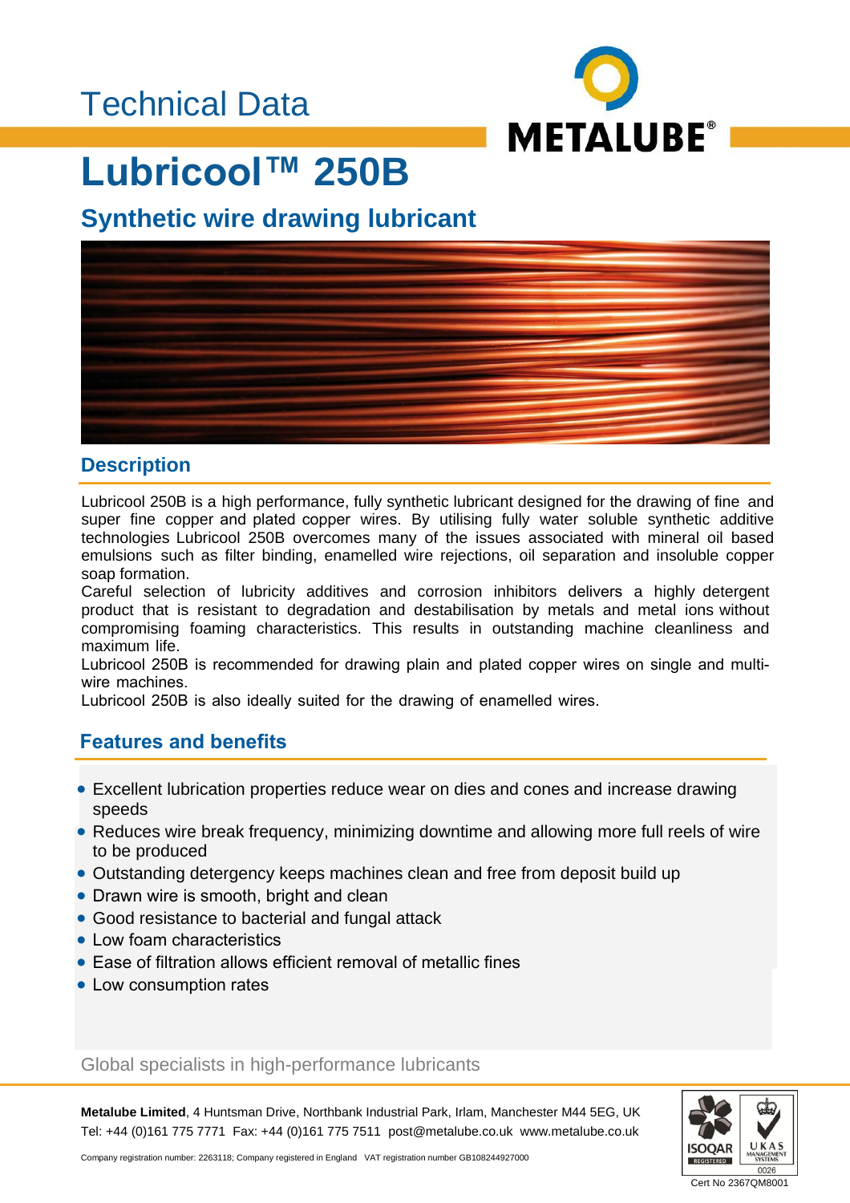Technical Data

# Lubricool™ 250B

## Synthetic wire drawing lubricant

### Description

Lubricool 250B is a high performance, fully synthetic lubricant designed for the drawing of fine and super fine copper and plated copper wires. By utilising fully water soluble synthetic additive technologies Lubricool 250B overcomes many of the issues associated with mineral oil based emulsions such as filter binding, enamelled wire rejections, oil separation and insoluble copper soap formation.

Careful selection of lubricity additives and corrosion inhibitors delivers a highly detergent product that is resistant to degradation and destabilisation by metals and metal ions without compromising foaming characteristics. This results in outstanding machine cleanliness and maximum life.

Lubricool 250B is recommended for drawing plain and plated copper wires on single and multi-wire machines.

Lubricool 250B is also ideally suited for the drawing of enamelled wires.

### Features and benefits

- Excellent lubrication properties reduce wear on dies and cones and increase drawing speeds
- Reduces wire break frequency, minimizing downtime and allowing more full reels of wire to be produced
- Outstanding detergency keeps machines clean and free from deposit build up
- Drawn wire is smooth, bright and clean
- Good resistance to bacterial and fungal attack
- Low foam characteristics
- Ease of filtration allows efficient removal of metallic fines
- Low consumption rates

Global specialists in high-performance lubricants

**Metalube Limited**, 4 Huntsman Drive, Northbank Industrial Park, Irlam, Manchester M44 5EG, UK
Tel: +44 (0)161 775 7771 Fax: +44 (0)161 775 7511 post@metalube.co.uk www.metalube.co.uk

Company registration number: 2263118; Company registered in England VAT registration number GB108244927000

Cert No 2367QM8001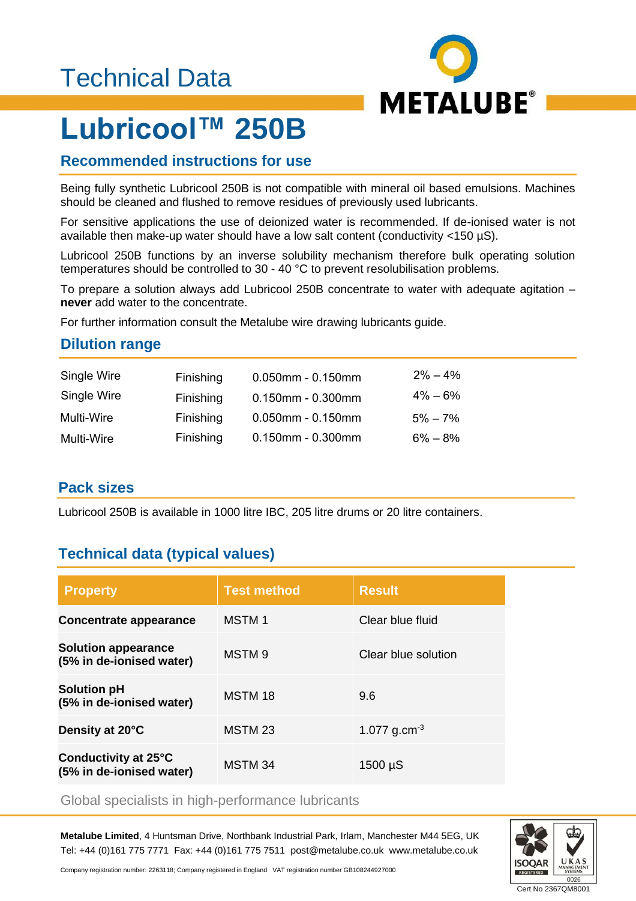Technical Data

# Lubricool™ 250B

## Recommended instructions for use

Being fully synthetic Lubricool 250B is not compatible with mineral oil based emulsions. Machines should be cleaned and flushed to remove residues of previously used lubricants.

For sensitive applications the use of deionized water is recommended. If de-ionised water is not available then make-up water should have a low salt content (conductivity <150 µS).

Lubricool 250B functions by an inverse solubility mechanism therefore bulk operating solution temperatures should be controlled to 30 - 40 °C to prevent resolubilisation problems.

To prepare a solution always add Lubricool 250B concentrate to water with adequate agitation – **never** add water to the concentrate.

For further information consult the Metalube wire drawing lubricants guide.

## Dilution range

| | | | |
|---|---|---|---|
| Single Wire | Finishing | 0.050mm - 0.150mm | 2% – 4% |
| Single Wire | Finishing | 0.150mm - 0.300mm | 4% – 6% |
| Multi-Wire | Finishing | 0.050mm - 0.150mm | 5% – 7% |
| Multi-Wire | Finishing | 0.150mm - 0.300mm | 6% – 8% |

## Pack sizes

Lubricool 250B is available in 1000 litre IBC, 205 litre drums or 20 litre containers.

## Technical data (typical values)

| Property | Test method | Result |
|---|---|---|
| **Concentrate appearance** | MSTM 1 | Clear blue fluid |
| **Solution appearance (5% in de-ionised water)** | MSTM 9 | Clear blue solution |
| **Solution pH (5% in de-ionised water)** | MSTM 18 | 9.6 |
| **Density at 20°C** | MSTM 23 | 1.077 $g.cm^{-3}$ |
| **Conductivity at 25°C (5% in de-ionised water)** | MSTM 34 | 1500 µS |

Global specialists in high-performance lubricants

**Metalube Limited**, 4 Huntsman Drive, Northbank Industrial Park, Irlam, Manchester M44 5EG, UK
Tel: +44 (0)161 775 7771 Fax: +44 (0)161 775 7511 post@metalube.co.uk www.metalube.co.uk

Company registration number: 2263118; Company registered in England VAT registration number GB108244927000

Cert No 2367QM8001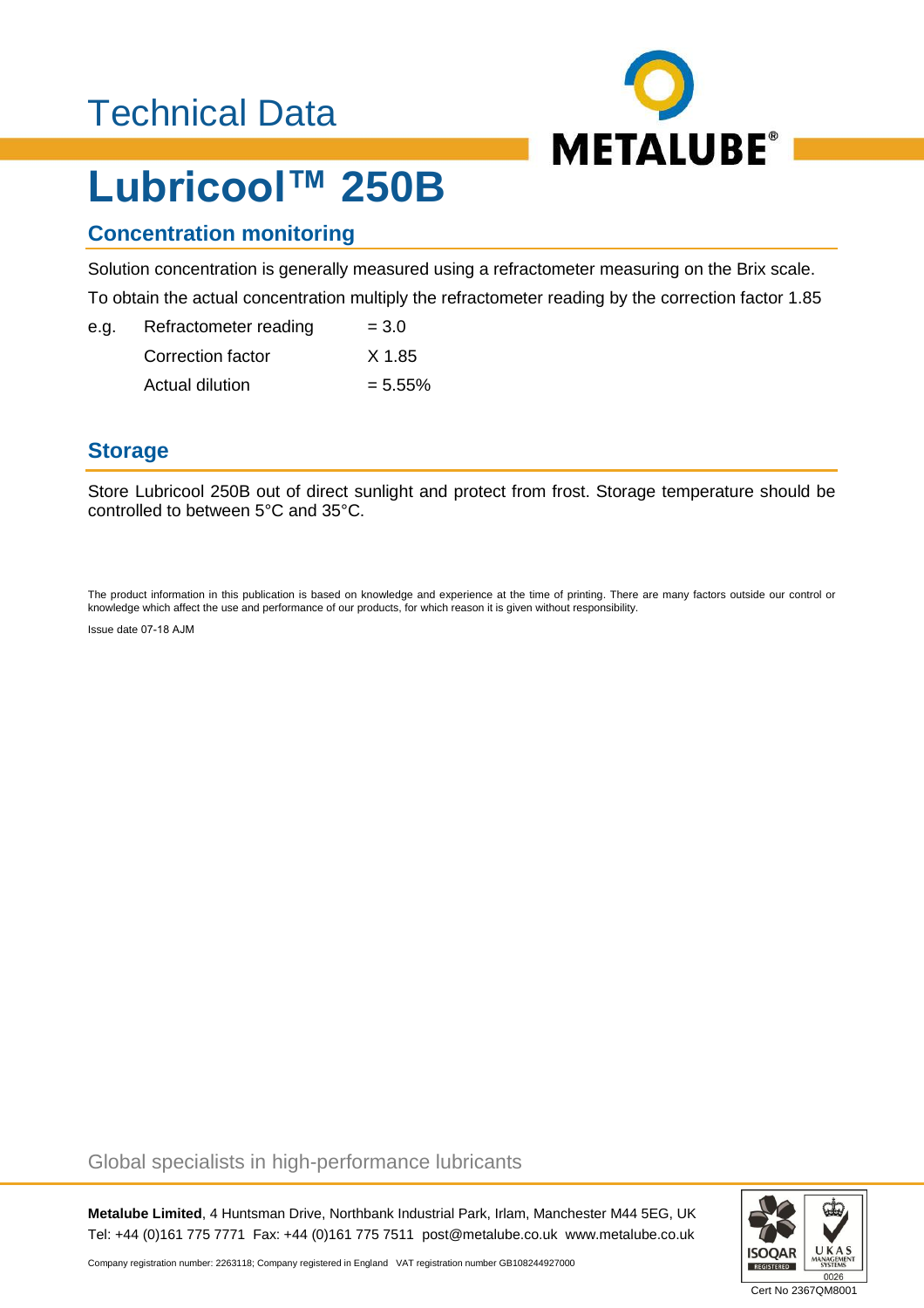Technical Data

# Lubricool™ 250B

## Concentration monitoring

Solution concentration is generally measured using a refractometer measuring on the Brix scale.

To obtain the actual concentration multiply the refractometer reading by the correction factor 1.85

| | | |
|---|---|---|
| e.g. | Refractometer reading | = 3.0 |
| | Correction factor | X 1.85 |
| | Actual dilution | = 5.55% |

## Storage

Store Lubricool 250B out of direct sunlight and protect from frost. Storage temperature should be controlled to between 5°C and 35°C.

The product information in this publication is based on knowledge and experience at the time of printing. There are many factors outside our control or knowledge which affect the use and performance of our products, for which reason it is given without responsibility.

Issue date 07-18 AJM

Global specialists in high-performance lubricants

**Metalube Limited**, 4 Huntsman Drive, Northbank Industrial Park, Irlam, Manchester M44 5EG, UK
Tel: +44 (0)161 775 7771 Fax: +44 (0)161 775 7511 post@metalube.co.uk www.metalube.co.uk

Company registration number: 2263118; Company registered in England VAT registration number GB108244927000

Cert No 2367QM8001